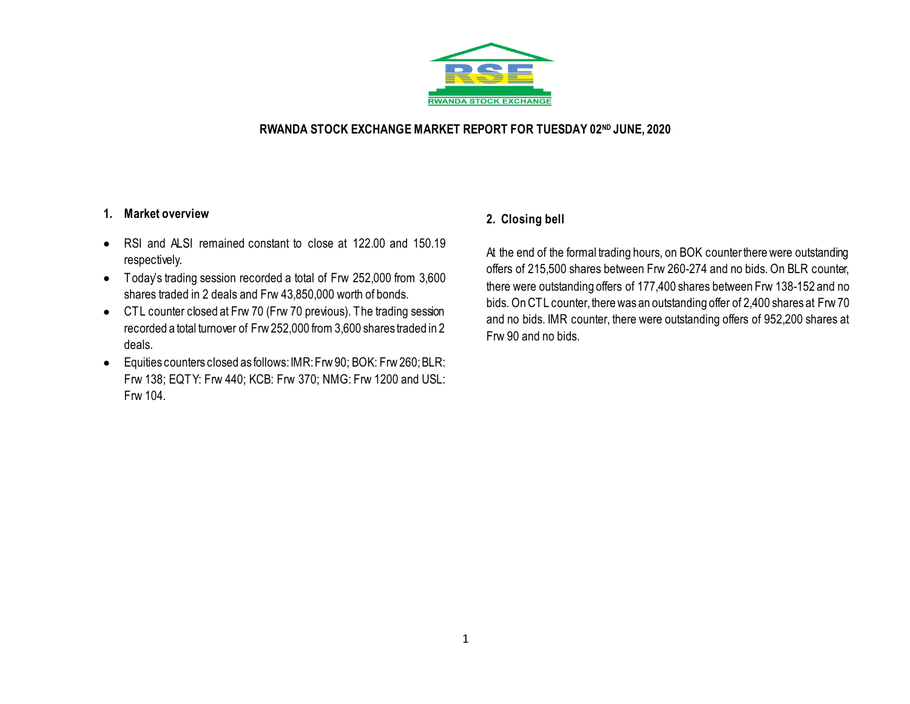RWANDA STOCK EXCHANGE

# RWANDA STOCK EXCHANGE MARKET REPORT FOR TUESDAY 02ND JUNE, 2020

## 1. Market overview

- RSI and ALSI remained constant to close at 122.00 and 150.19 respectively.
- Today's trading session recorded a total of Frw 252,000 from 3,600 shares traded in 2 deals and Frw 43,850,000 worth of bonds.
- CTL counter closed at Frw 70 (Frw 70 previous). The trading session recorded a total turnover of Frw 252,000 from 3,600 shares traded in 2 deals.
- Equities counters closed as follows: IMR: Frw 90; BOK: Frw 260; BLR: Frw 138; EQTY: Frw 440; KCB: Frw 370; NMG: Frw 1200 and USL: Frw 104.

## 2. Closing bell

At the end of the formal trading hours, on BOK counter there were outstanding offers of 215,500 shares between Frw 260-274 and no bids. On BLR counter, there were outstanding offers of 177,400 shares between Frw 138-152 and no bids. On CTL counter, there was an outstanding offer of 2,400 shares at Frw 70 and no bids. IMR counter, there were outstanding offers of 952,200 shares at Frw 90 and no bids.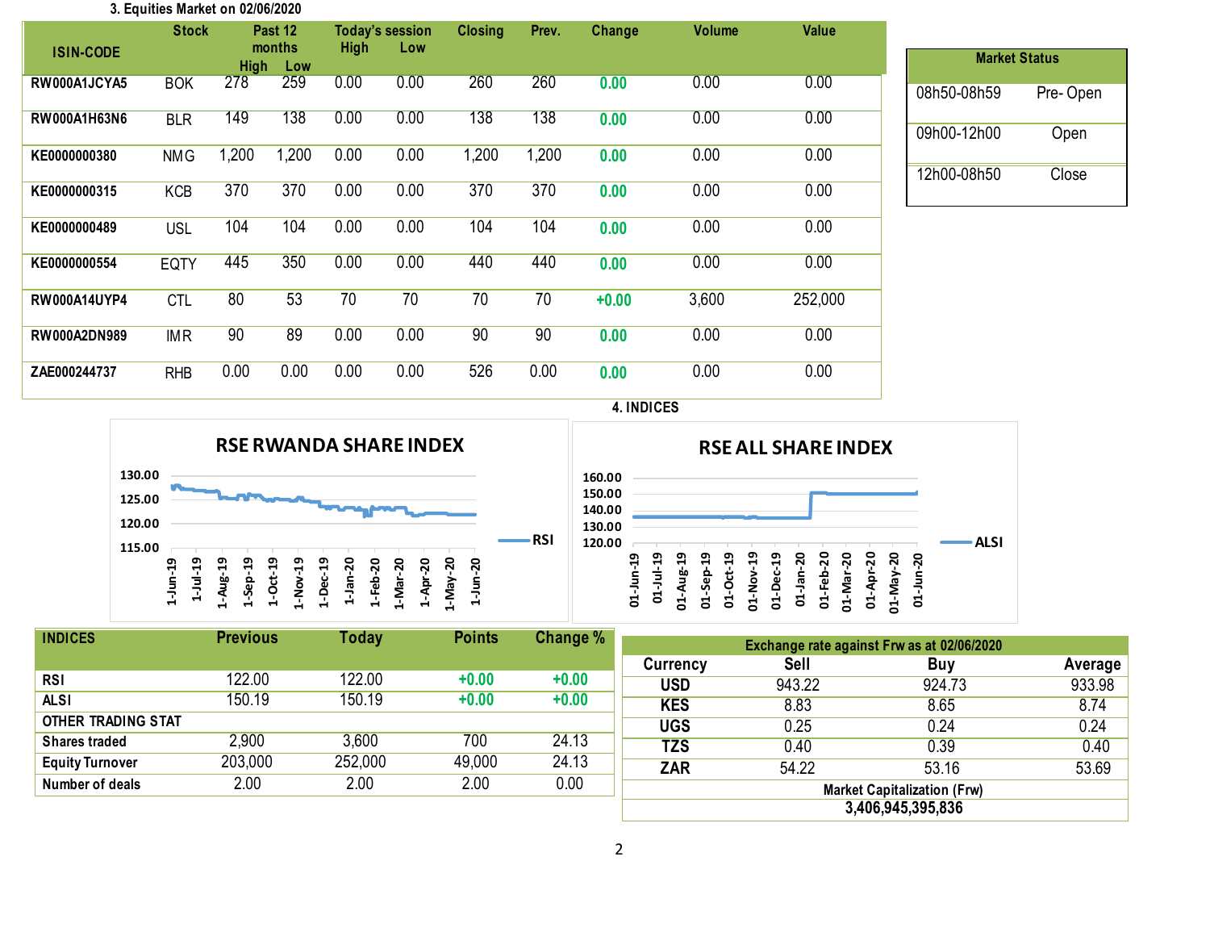### 3. Equities Market on 02/06/2020

| ISIN-CODE | Stock | Past 12 months High | Past 12 months Low | Today's session High | Today's session Low | Closing | Prev. | Change | Volume | Value |
|---|---|---|---|---|---|---|---|---|---|---|
| RW000A1JCYA5 | BOK | 278 | 259 | 0.00 | 0.00 | 260 | 260 | 0.00 | 0.00 | 0.00 |
| RW000A1H63N6 | BLR | 149 | 138 | 0.00 | 0.00 | 138 | 138 | 0.00 | 0.00 | 0.00 |
| KE0000000380 | NMG | 1,200 | 1,200 | 0.00 | 0.00 | 1,200 | 1,200 | 0.00 | 0.00 | 0.00 |
| KE0000000315 | KCB | 370 | 370 | 0.00 | 0.00 | 370 | 370 | 0.00 | 0.00 | 0.00 |
| KE0000000489 | USL | 104 | 104 | 0.00 | 0.00 | 104 | 104 | 0.00 | 0.00 | 0.00 |
| KE0000000554 | EQTY | 445 | 350 | 0.00 | 0.00 | 440 | 440 | 0.00 | 0.00 | 0.00 |
| RW000A14UYP4 | CTL | 80 | 53 | 70 | 70 | 70 | 70 | +0.00 | 3,600 | 252,000 |
| RW000A2DN989 | IMR | 90 | 89 | 0.00 | 0.00 | 90 | 90 | 0.00 | 0.00 | 0.00 |
| ZAE000244737 | RHB | 0.00 | 0.00 | 0.00 | 0.00 | 526 | 0.00 | 0.00 | 0.00 | 0.00 |

| Market Status | |
|---|---|
| 08h50-08h59 | Pre- Open |
| 09h00-12h00 | Open |
| 12h00-08h50 | Close |

### 4. INDICES

**RSE RWANDA SHARE INDEX**

**RSE ALL SHARE INDEX**

| INDICES | Previous | Today | Points | Change % |
|---|---|---|---|---|
| RSI | 122.00 | 122.00 | +0.00 | +0.00 |
| ALSI | 150.19 | 150.19 | +0.00 | +0.00 |
| OTHER TRADING STAT | | | | |
| Shares traded | 2,900 | 3,600 | 700 | 24.13 |
| Equity Turnover | 203,000 | 252,000 | 49,000 | 24.13 |
| Number of deals | 2.00 | 2.00 | 2.00 | 0.00 |

**Exchange rate against Frw as at 02/06/2020**

| Currency | Sell | Buy | Average |
|---|---|---|---|
| USD | 943.22 | 924.73 | 933.98 |
| KES | 8.83 | 8.65 | 8.74 |
| UGS | 0.25 | 0.24 | 0.24 |
| TZS | 0.40 | 0.39 | 0.40 |
| ZAR | 54.22 | 53.16 | 53.69 |

**Market Capitalization (Frw)**

**3,406,945,395,836**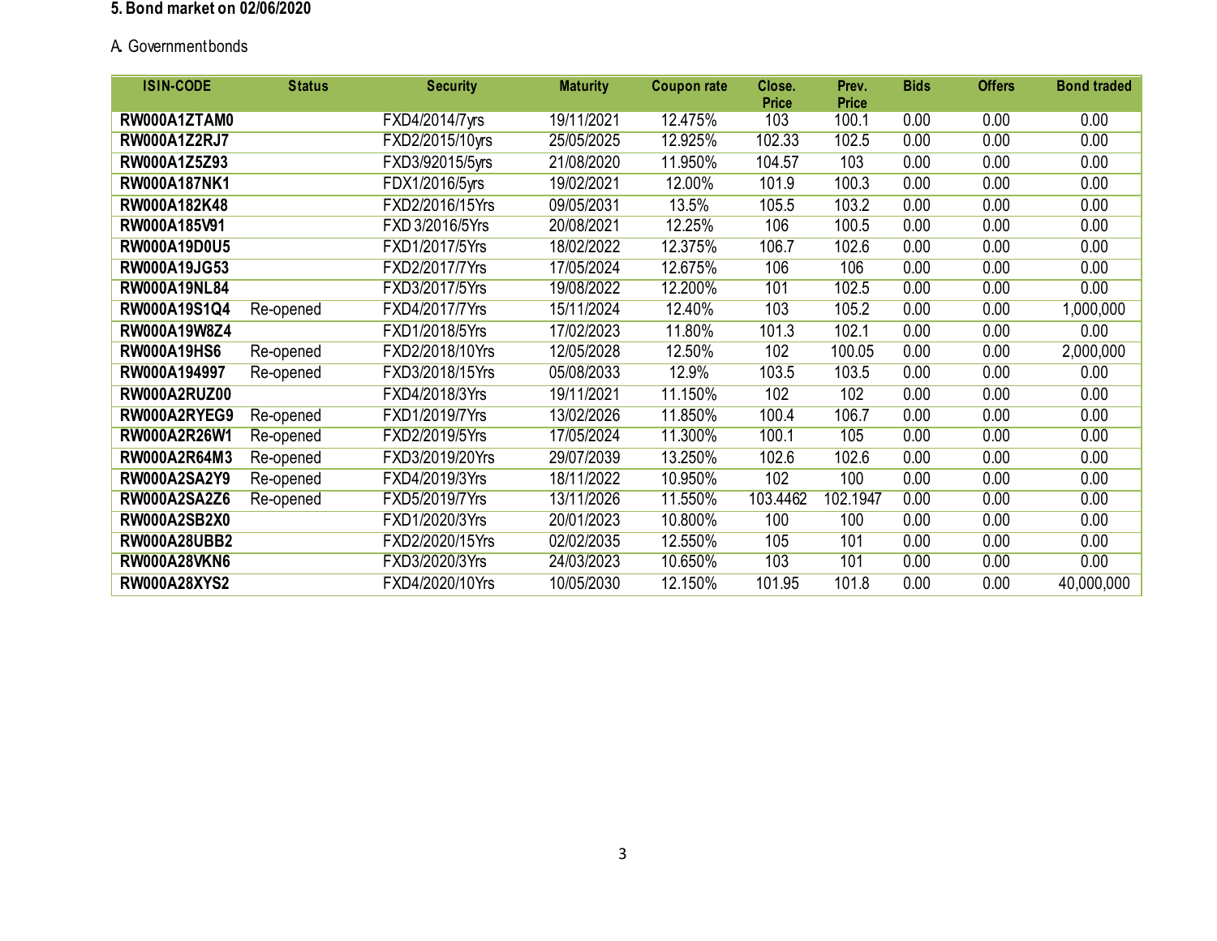### 5. Bond market on 02/06/2020

A. Government bonds

| ISIN-CODE | Status | Security | Maturity | Coupon rate | Close. Price | Prev. Price | Bids | Offers | Bond traded |
|---|---|---|---|---|---|---|---|---|---|
| **RW000A1ZTAM0** | | FXD4/2014/7yrs | 19/11/2021 | 12.475% | 103 | 100.1 | 0.00 | 0.00 | 0.00 |
| **RW000A1Z2RJ7** | | FXD2/2015/10yrs | 25/05/2025 | 12.925% | 102.33 | 102.5 | 0.00 | 0.00 | 0.00 |
| **RW000A1Z5Z93** | | FXD3/92015/5yrs | 21/08/2020 | 11.950% | 104.57 | 103 | 0.00 | 0.00 | 0.00 |
| **RW000A187NK1** | | FDX1/2016/5yrs | 19/02/2021 | 12.00% | 101.9 | 100.3 | 0.00 | 0.00 | 0.00 |
| **RW000A182K48** | | FXD2/2016/15Yrs | 09/05/2031 | 13.5% | 105.5 | 103.2 | 0.00 | 0.00 | 0.00 |
| **RW000A185V91** | | FXD 3/2016/5Yrs | 20/08/2021 | 12.25% | 106 | 100.5 | 0.00 | 0.00 | 0.00 |
| **RW000A19D0U5** | | FXD1/2017/5Yrs | 18/02/2022 | 12.375% | 106.7 | 102.6 | 0.00 | 0.00 | 0.00 |
| **RW000A19JG53** | | FXD2/2017/7Yrs | 17/05/2024 | 12.675% | 106 | 106 | 0.00 | 0.00 | 0.00 |
| **RW000A19NL84** | | FXD3/2017/5Yrs | 19/08/2022 | 12.200% | 101 | 102.5 | 0.00 | 0.00 | 0.00 |
| **RW000A19S1Q4** | Re-opened | FXD4/2017/7Yrs | 15/11/2024 | 12.40% | 103 | 105.2 | 0.00 | 0.00 | 1,000,000 |
| **RW000A19W8Z4** | | FXD1/2018/5Yrs | 17/02/2023 | 11.80% | 101.3 | 102.1 | 0.00 | 0.00 | 0.00 |
| **RW000A19HS6** | Re-opened | FXD2/2018/10Yrs | 12/05/2028 | 12.50% | 102 | 100.05 | 0.00 | 0.00 | 2,000,000 |
| **RW000A194997** | Re-opened | FXD3/2018/15Yrs | 05/08/2033 | 12.9% | 103.5 | 103.5 | 0.00 | 0.00 | 0.00 |
| **RW000A2RUZ00** | | FXD4/2018/3Yrs | 19/11/2021 | 11.150% | 102 | 102 | 0.00 | 0.00 | 0.00 |
| **RW000A2RYEG9** | Re-opened | FXD1/2019/7Yrs | 13/02/2026 | 11.850% | 100.4 | 106.7 | 0.00 | 0.00 | 0.00 |
| **RW000A2R26W1** | Re-opened | FXD2/2019/5Yrs | 17/05/2024 | 11.300% | 100.1 | 105 | 0.00 | 0.00 | 0.00 |
| **RW000A2R64M3** | Re-opened | FXD3/2019/20Yrs | 29/07/2039 | 13.250% | 102.6 | 102.6 | 0.00 | 0.00 | 0.00 |
| **RW000A2SA2Y9** | Re-opened | FXD4/2019/3Yrs | 18/11/2022 | 10.950% | 102 | 100 | 0.00 | 0.00 | 0.00 |
| **RW000A2SA2Z6** | Re-opened | FXD5/2019/7Yrs | 13/11/2026 | 11.550% | 103.4462 | 102.1947 | 0.00 | 0.00 | 0.00 |
| **RW000A2SB2X0** | | FXD1/2020/3Yrs | 20/01/2023 | 10.800% | 100 | 100 | 0.00 | 0.00 | 0.00 |
| **RW000A28UBB2** | | FXD2/2020/15Yrs | 02/02/2035 | 12.550% | 105 | 101 | 0.00 | 0.00 | 0.00 |
| **RW000A28VKN6** | | FXD3/2020/3Yrs | 24/03/2023 | 10.650% | 103 | 101 | 0.00 | 0.00 | 0.00 |
| **RW000A28XYS2** | | FXD4/2020/10Yrs | 10/05/2030 | 12.150% | 101.95 | 101.8 | 0.00 | 0.00 | 40,000,000 |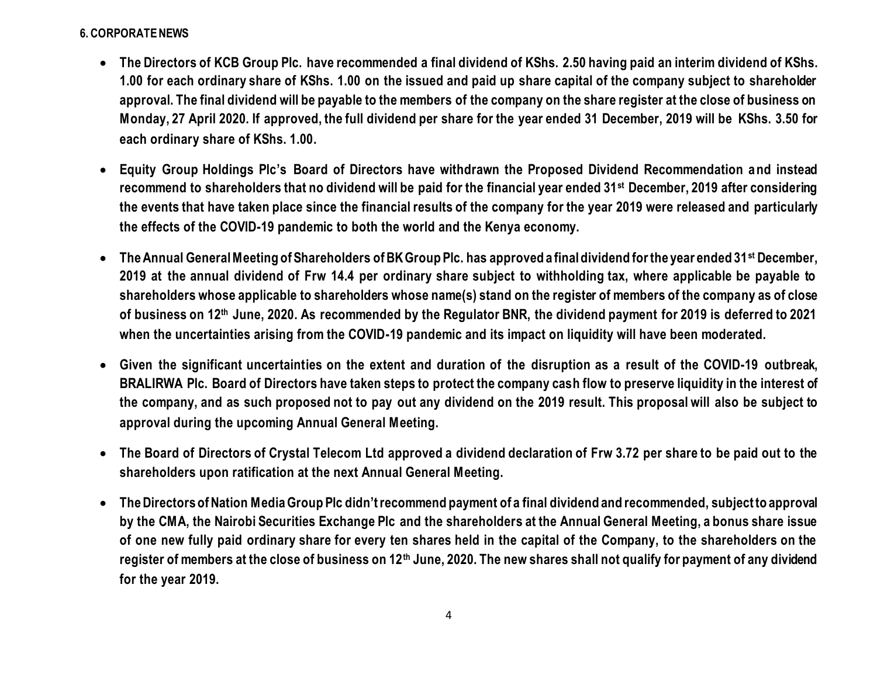## 6. CORPORATE NEWS

- **The Directors of KCB Group Plc. have recommended a final dividend of KShs. 2.50 having paid an interim dividend of KShs. 1.00 for each ordinary share of KShs. 1.00 on the issued and paid up share capital of the company subject to shareholder approval. The final dividend will be payable to the members of the company on the share register at the close of business on Monday, 27 April 2020. If approved, the full dividend per share for the year ended 31 December, 2019 will be KShs. 3.50 for each ordinary share of KShs. 1.00.**

- **Equity Group Holdings Plc's Board of Directors have withdrawn the Proposed Dividend Recommendation and instead recommend to shareholders that no dividend will be paid for the financial year ended 31st December, 2019 after considering the events that have taken place since the financial results of the company for the year 2019 were released and particularly the effects of the COVID-19 pandemic to both the world and the Kenya economy.**

- **The Annual General Meeting of Shareholders of BK Group Plc. has approved a final dividend for the year ended 31st December, 2019 at the annual dividend of Frw 14.4 per ordinary share subject to withholding tax, where applicable be payable to shareholders whose applicable to shareholders whose name(s) stand on the register of members of the company as of close of business on 12th June, 2020. As recommended by the Regulator BNR, the dividend payment for 2019 is deferred to 2021 when the uncertainties arising from the COVID-19 pandemic and its impact on liquidity will have been moderated.**

- **Given the significant uncertainties on the extent and duration of the disruption as a result of the COVID-19 outbreak, BRALIRWA Plc. Board of Directors have taken steps to protect the company cash flow to preserve liquidity in the interest of the company, and as such proposed not to pay out any dividend on the 2019 result. This proposal will also be subject to approval during the upcoming Annual General Meeting.**

- **The Board of Directors of Crystal Telecom Ltd approved a dividend declaration of Frw 3.72 per share to be paid out to the shareholders upon ratification at the next Annual General Meeting.**

- **The Directors of Nation Media Group Plc didn't recommend payment of a final dividend and recommended, subject to approval by the CMA, the Nairobi Securities Exchange Plc and the shareholders at the Annual General Meeting, a bonus share issue of one new fully paid ordinary share for every ten shares held in the capital of the Company, to the shareholders on the register of members at the close of business on 12th June, 2020. The new shares shall not qualify for payment of any dividend for the year 2019.**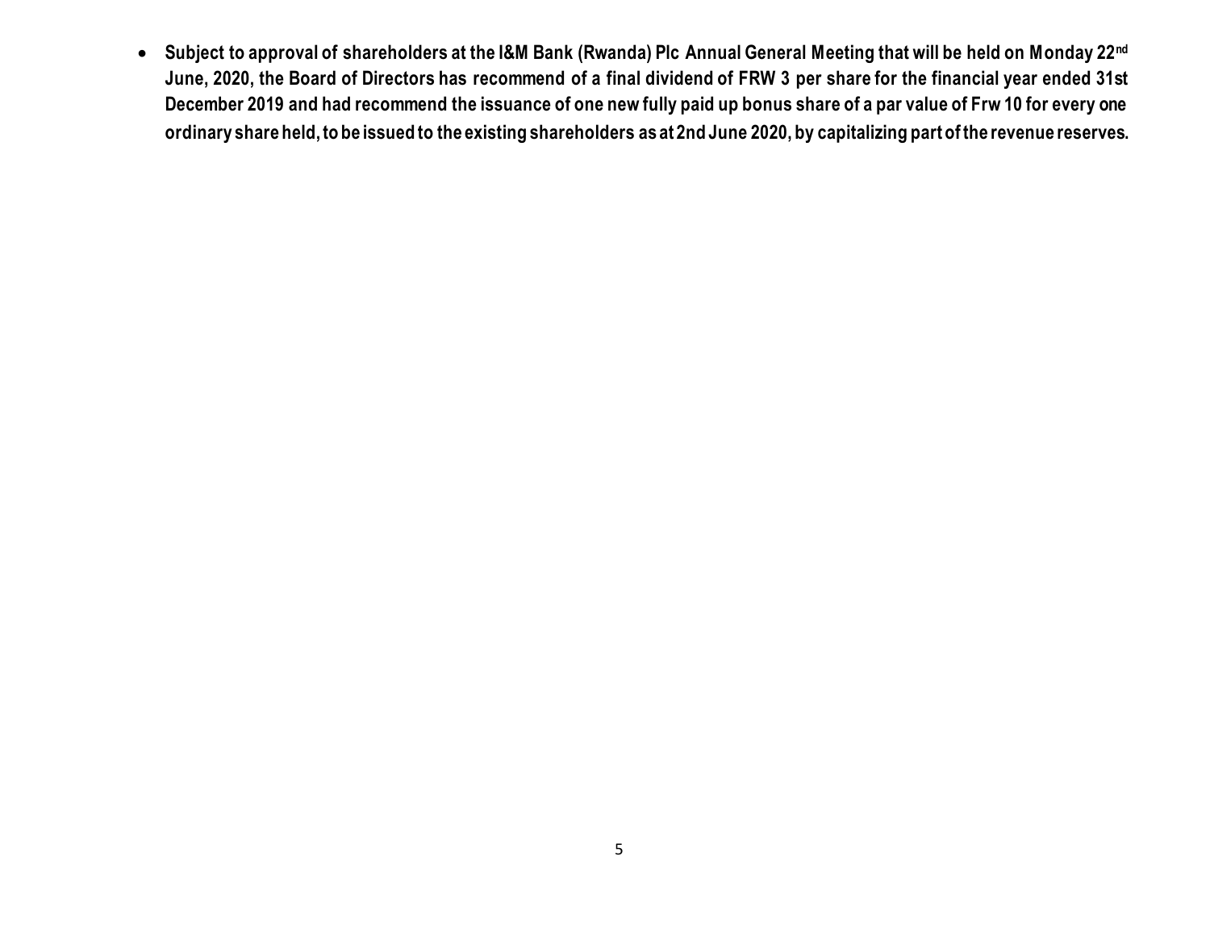- **Subject to approval of shareholders at the I&M Bank (Rwanda) Plc Annual General Meeting that will be held on Monday 22nd June, 2020, the Board of Directors has recommend of a final dividend of FRW 3 per share for the financial year ended 31st December 2019 and had recommend the issuance of one new fully paid up bonus share of a par value of Frw 10 for every one ordinary share held, to be issued to the existing shareholders as at 2nd June 2020, by capitalizing part of the revenue reserves.**